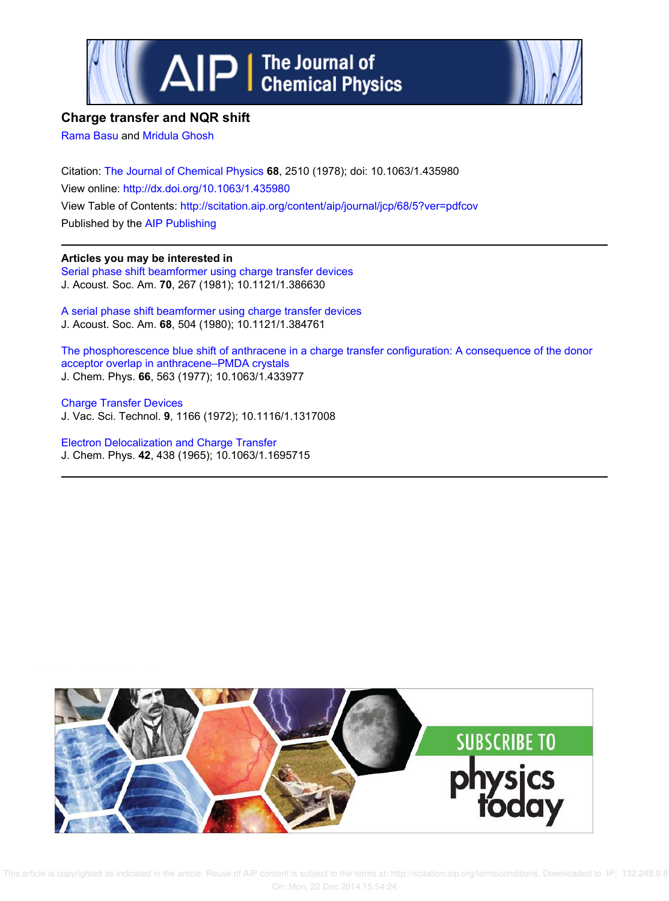# Charge transfer and NQR shift

Rama Basu and Mridula Ghosh

Citation: The Journal of Chemical Physics **68**, 2510 (1978); doi: 10.1063/1.435980

View online: http://dx.doi.org/10.1063/1.435980

View Table of Contents: http://scitation.aip.org/content/aip/journal/jcp/68/5?ver=pdfcov

Published by the AIP Publishing

---

**Articles you may be interested in**

Serial phase shift beamformer using charge transfer devices
J. Acoust. Soc. Am. **70**, 267 (1981); 10.1121/1.386630

A serial phase shift beamformer using charge transfer devices
J. Acoust. Soc. Am. **68**, 504 (1980); 10.1121/1.384761

The phosphorescence blue shift of anthracene in a charge transfer configuration: A consequence of the donor acceptor overlap in anthracene–PMDA crystals
J. Chem. Phys. **66**, 563 (1977); 10.1063/1.433977

Charge Transfer Devices
J. Vac. Sci. Technol. **9**, 1166 (1972); 10.1116/1.1317008

Electron Delocalization and Charge Transfer
J. Chem. Phys. **42**, 438 (1965); 10.1063/1.1695715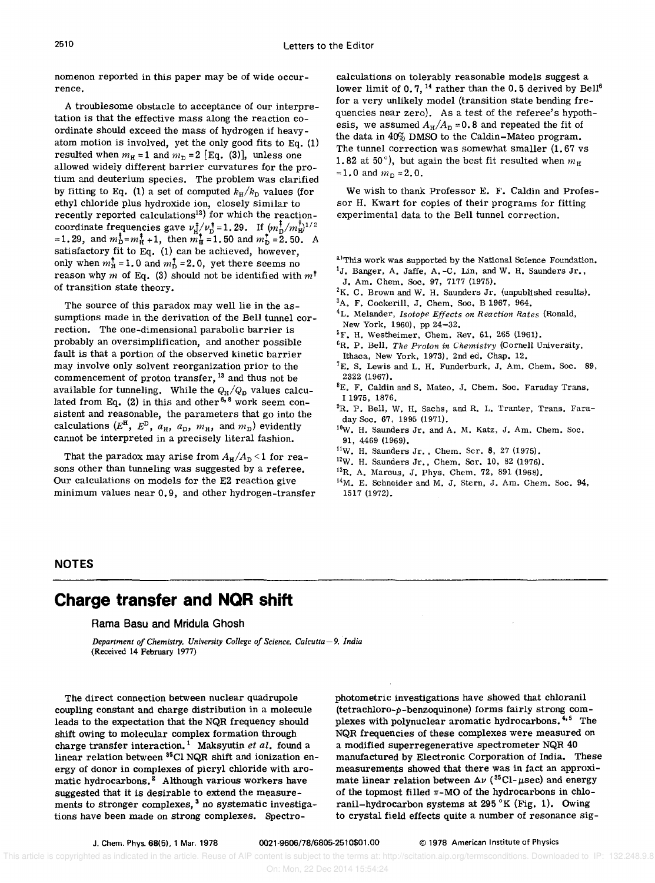nomenon reported in this paper may be of wide occurrence.

A troublesome obstacle to acceptance of our interpretation is that the effective mass along the reaction coordinate should exceed the mass of hydrogen if heavy-atom motion is involved, yet the only good fits to Eq. (1) resulted when $m_H = 1$ and $m_D = 2$ [Eq. (3)], unless one allowed widely different barrier curvatures for the protium and deuterium species. The problem was clarified by fitting to Eq. (1) a set of computed $k_H/k_D$ values (for ethyl chloride plus hydroxide ion, closely similar to recently reported calculations[12]) for which the reaction-coordinate frequencies gave $\nu_H^\ddagger/\nu_D^\ddagger = 1.29$. If $(m_D^\ddagger/m_H^\ddagger)^{1/2} = 1.29$, and $m_D^\ddagger = m_H^\ddagger + 1$, then $m_H^\ddagger = 1.50$ and $m_D^\ddagger = 2.50$. A satisfactory fit to Eq. (1) can be achieved, however, only when $m_H^\ddagger = 1.0$ and $m_D^\ddagger = 2.0$, yet there seems no reason why $m$ of Eq. (3) should not be identified with $m^\ddagger$ of transition state theory.

The source of this paradox may well lie in the assumptions made in the derivation of the Bell tunnel correction. The one-dimensional parabolic barrier is probably an oversimplification, and another possible fault is that a portion of the observed kinetic barrier may involve only solvent reorganization prior to the commencement of proton transfer,[13] and thus not be available for tunneling. While the $Q_H/Q_D$ values calculated from Eq. (2) in this and other[6,8] work seem consistent and reasonable, the parameters that go into the calculations ($E^H$, $E^D$, $a_H$, $a_D$, $m_H$, and $m_D$) evidently cannot be interpreted in a precisely literal fashion.

That the paradox may arise from $A_H/A_D < 1$ for reasons other than tunneling was suggested by a referee. Our calculations on models for the E2 reaction give minimum values near 0.9, and other hydrogen-transfer calculations on tolerably reasonable models suggest a lower limit of 0.7,[14] rather than the 0.5 derived by Bell[6] for a very unlikely model (transition state bending frequencies near zero). As a test of the referee's hypothesis, we assumed $A_H/A_D = 0.8$ and repeated the fit of the data in 40% DMSO to the Caldin–Mateo program. The tunnel correction was somewhat smaller (1.67 vs 1.82 at 50°), but again the best fit resulted when $m_H = 1.0$ and $m_D = 2.0$.

We wish to thank Professor E. F. Caldin and Professor H. Kwart for copies of their programs for fitting experimental data to the Bell tunnel correction.

[a] This work was supported by the National Science Foundation.

[1] J. Banger, A. Jaffe, A.-C. Lin, and W. H. Saunders Jr., J. Am. Chem. Soc. 97, 7177 (1975).

[2] K. C. Brown and W. H. Saunders Jr. (unpublished results).

[3] A. F. Cockerill, J. Chem. Soc. B 1967, 964.

[4] L. Melander, *Isotope Effects on Reaction Rates* (Ronald, New York, 1960), pp 24–32.

[5] F. H. Westheimer, Chem. Rev. 61, 265 (1961).

[6] R. P. Bell, *The Proton in Chemistry* (Cornell University, Ithaca, New York, 1973), 2nd ed. Chap. 12.

[7] E. S. Lewis and L. H. Funderburk, J. Am. Chem. Soc. 89, 2322 (1967).

[8] E. F. Caldin and S. Mateo, J. Chem. Soc. Faraday Trans. I 1975, 1876.

[9] R. P. Bell, W. H. Sachs, and R. L. Tranter, Trans. Faraday Soc. 67, 1995 (1971).

[10] W. H. Saunders Jr. and A. M. Katz, J. Am. Chem. Soc. 91, 4469 (1969).

[11] W. H. Saunders Jr., Chem. Scr. 8, 27 (1975).

[12] W. H. Saunders Jr., Chem. Scr. 10, 82 (1976).

[13] R. A. Marcus, J. Phys. Chem. 72, 891 (1968).

[14] M. E. Schneider and M. J. Stern, J. Am. Chem. Soc. 94, 1517 (1972).

## NOTES

# Charge transfer and NQR shift

Rama Basu and Mridula Ghosh

*Department of Chemistry, University College of Science, Calcutta—9, India*
(Received 14 February 1977)

The direct connection between nuclear quadrupole coupling constant and charge distribution in a molecule leads to the expectation that the NQR frequency should shift owing to molecular complex formation through charge transfer interaction.[1] Maksyutin *et al.* found a linear relation between $^{35}$Cl NQR shift and ionization energy of donor in complexes of picryl chloride with aromatic hydrocarbons.[2] Although various workers have suggested that it is desirable to extend the measurements to stronger complexes,[3] no systematic investigations have been made on strong complexes. Spectrophotometric investigations have showed that chloranil (tetrachloro-*p*-benzoquinone) forms fairly strong complexes with polynuclear aromatic hydrocarbons.[4,5] The NQR frequencies of these complexes were measured on a modified superregenerative spectrometer NQR 40 manufactured by Electronic Corporation of India. These measurements showed that there was in fact an approximate linear relation between $\Delta\nu$ ($^{35}$Cl-$\mu$sec) and energy of the topmost filled $\pi$-MO of the hydrocarbons in chloranil–hydrocarbon systems at 295 °K (Fig. 1). Owing to crystal field effects quite a number of resonance sig-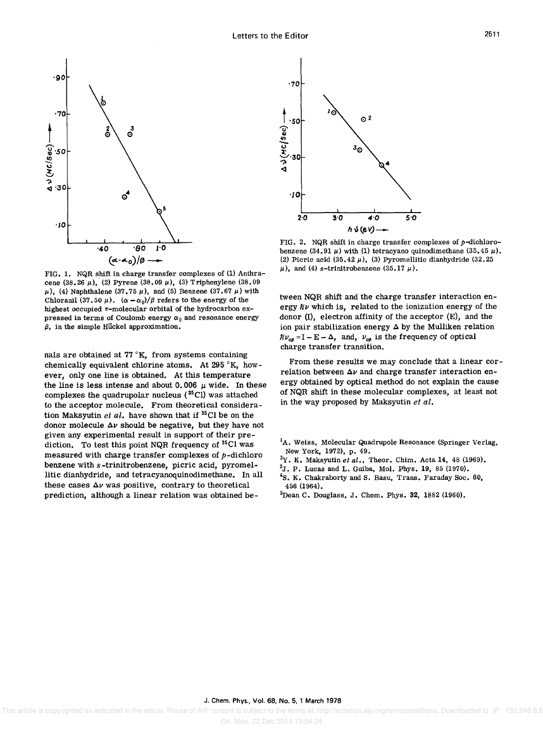FIG. 1. NQR shift in charge transfer complexes of (1) Anthracene (38.26 μ), (2) Pyrene (38.09 μ), (3) Triphenylene (38.09 μ), (4) Naphthalene (37.75 μ), and (5) Benzene (37.67 μ) with Chloranil (37.50 μ). $(\alpha - \alpha_0)/\beta$ refers to the energy of the highest occupied π-molecular orbital of the hydrocarbon expressed in terms of Coulomb energy $\alpha_0$ and resonance energy $\beta$, in the simple Hückel approximation.

nals are obtained at 77 °K, from systems containing chemically equivalent chlorine atoms. At 295 °K, however, only one line is obtained. At this temperature the line is less intense and about 0.006 μ wide. In these complexes the quadrupolar nucleus ($^{35}$Cl) was attached to the acceptor molecule. From theoretical consideration Maksyutin *et al.* have shown that if $^{35}$Cl be on the donor molecule $\Delta\nu$ should be negative, but they have not given any experimental result in support of their prediction. To test this point NQR frequency of $^{35}$Cl was measured with charge transfer complexes of *p*-dichloro benzene with *s*-trinitrobenzene, picric acid, pyromellitic dianhydride, and tetracyanoquinodimethane. In all these cases $\Delta\nu$ was positive, contrary to theoretical prediction, although a linear relation was obtained between NQR shift and the charge transfer interaction energy $\hbar\nu$ which is, related to the ionization energy of the donor (I), electron affinity of the acceptor (E), and the ion pair stabilization energy Δ by the Mulliken relation $\hbar\nu_{op} = I - E - \Delta$, and, $\nu_{op}$ is the frequency of optical charge transfer transition.

FIG. 2. NQR shift in charge transfer complexes of *p*-dichlorobenzene (34.91 μ) with (1) tetracyano quinodimethane (35.45 μ). (2) Picric acid (35.42 μ), (3) Pyromellitic dianhydride (32.25 μ), and (4) *s*-trinitrobenzene (35.17 μ).

From these results we may conclude that a linear correlation between $\Delta\nu$ and charge transfer interaction energy obtained by optical method do not explain the cause of NQR shift in these molecular complexes, at least not in the way proposed by Maksyutin *et al.*

[1] A. Weiss, Molecular Quadrupole Resonance (Springer Verlag, New York, 1972), p. 49.

[2] Y. K. Maksyutin *et al.*, Theor. Chim. Acta 14, 48 (1969).

[3] J. P. Lucas and L. Guiba, Mol. Phys. 19, 85 (1970).

[4] S. K. Chakraborty and S. Basu, Trans. Faraday Soc. 60, 456 (1964).

[5] Dean C. Douglass, J. Chem. Phys. 32, 1882 (1960).